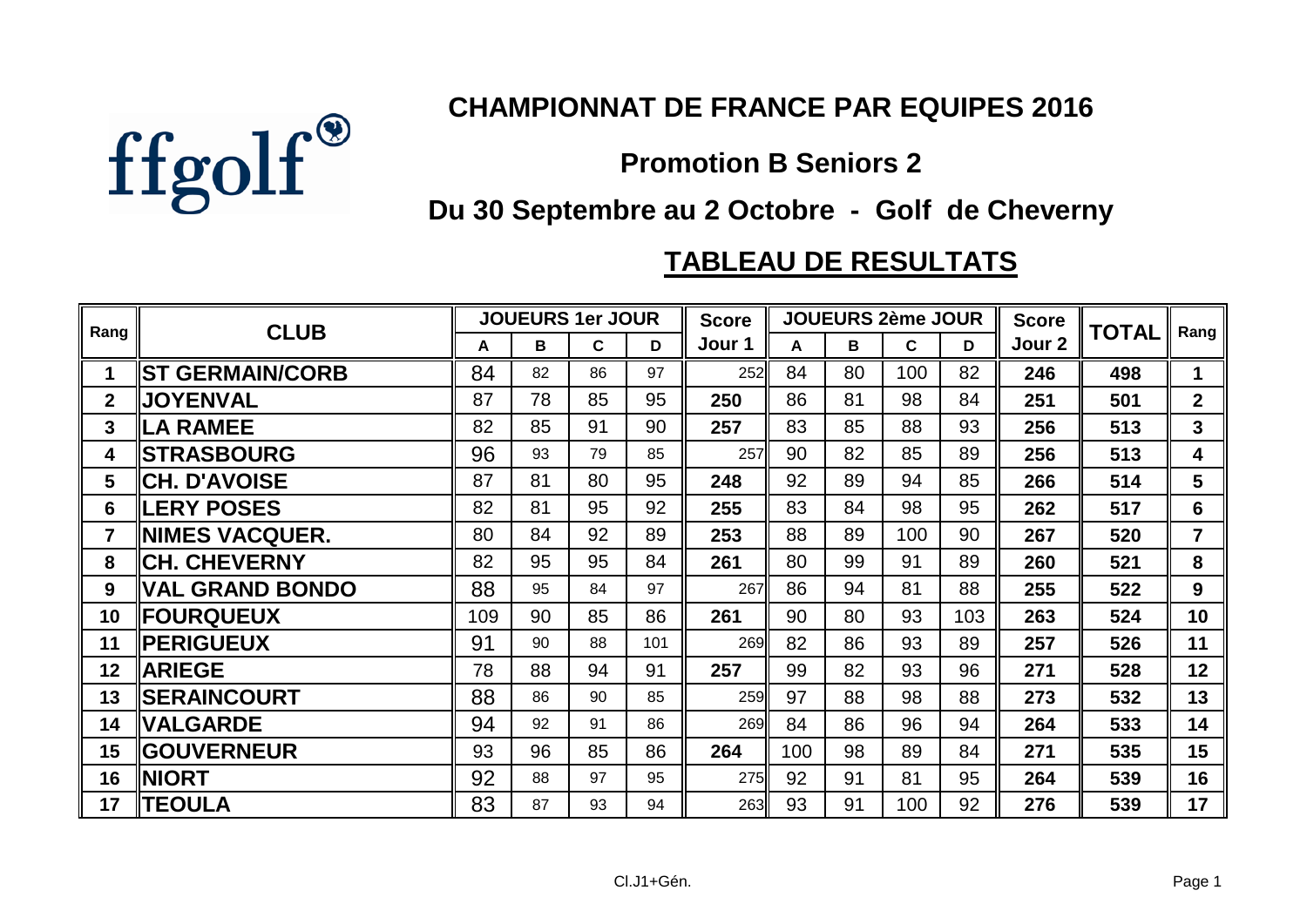ffgolf

# CHAMPIONNAT DE FRANCE PAR EQUIPES 2016

## Promotion B Seniors 2

## Du 30 Septembre au 2 Octobre - Golf de Cheverny

## TABLEAU DE RESULTATS

| Rang | CLUB | JOUEURS 1er JOUR | | | | Score Jour 1 | JOUEURS 2ème JOUR | | | | Score Jour 2 | TOTAL | Rang |
|---|---|---|---|---|---|---|---|---|---|---|---|---|---|
| | | A | B | C | D | | A | B | C | D | | | |
| 1 | ST GERMAIN/CORB | 84 | 82 | 86 | 97 | 252 | 84 | 80 | 100 | 82 | 246 | 498 | 1 |
| 2 | JOYENVAL | 87 | 78 | 85 | 95 | 250 | 86 | 81 | 98 | 84 | 251 | 501 | 2 |
| 3 | LA RAMEE | 82 | 85 | 91 | 90 | 257 | 83 | 85 | 88 | 93 | 256 | 513 | 3 |
| 4 | STRASBOURG | 96 | 93 | 79 | 85 | 257 | 90 | 82 | 85 | 89 | 256 | 513 | 4 |
| 5 | CH. D'AVOISE | 87 | 81 | 80 | 95 | 248 | 92 | 89 | 94 | 85 | 266 | 514 | 5 |
| 6 | LERY POSES | 82 | 81 | 95 | 92 | 255 | 83 | 84 | 98 | 95 | 262 | 517 | 6 |
| 7 | NIMES VACQUER. | 80 | 84 | 92 | 89 | 253 | 88 | 89 | 100 | 90 | 267 | 520 | 7 |
| 8 | CH. CHEVERNY | 82 | 95 | 95 | 84 | 261 | 80 | 99 | 91 | 89 | 260 | 521 | 8 |
| 9 | VAL GRAND BONDO | 88 | 95 | 84 | 97 | 267 | 86 | 94 | 81 | 88 | 255 | 522 | 9 |
| 10 | FOURQUEUX | 109 | 90 | 85 | 86 | 261 | 90 | 80 | 93 | 103 | 263 | 524 | 10 |
| 11 | PERIGUEUX | 91 | 90 | 88 | 101 | 269 | 82 | 86 | 93 | 89 | 257 | 526 | 11 |
| 12 | ARIEGE | 78 | 88 | 94 | 91 | 257 | 99 | 82 | 93 | 96 | 271 | 528 | 12 |
| 13 | SERAINCOURT | 88 | 86 | 90 | 85 | 259 | 97 | 88 | 98 | 88 | 273 | 532 | 13 |
| 14 | VALGARDE | 94 | 92 | 91 | 86 | 269 | 84 | 86 | 96 | 94 | 264 | 533 | 14 |
| 15 | GOUVERNEUR | 93 | 96 | 85 | 86 | 264 | 100 | 98 | 89 | 84 | 271 | 535 | 15 |
| 16 | NIORT | 92 | 88 | 97 | 95 | 275 | 92 | 91 | 81 | 95 | 264 | 539 | 16 |
| 17 | TEOULA | 83 | 87 | 93 | 94 | 263 | 93 | 91 | 100 | 92 | 276 | 539 | 17 |

Cl.J1+Gén.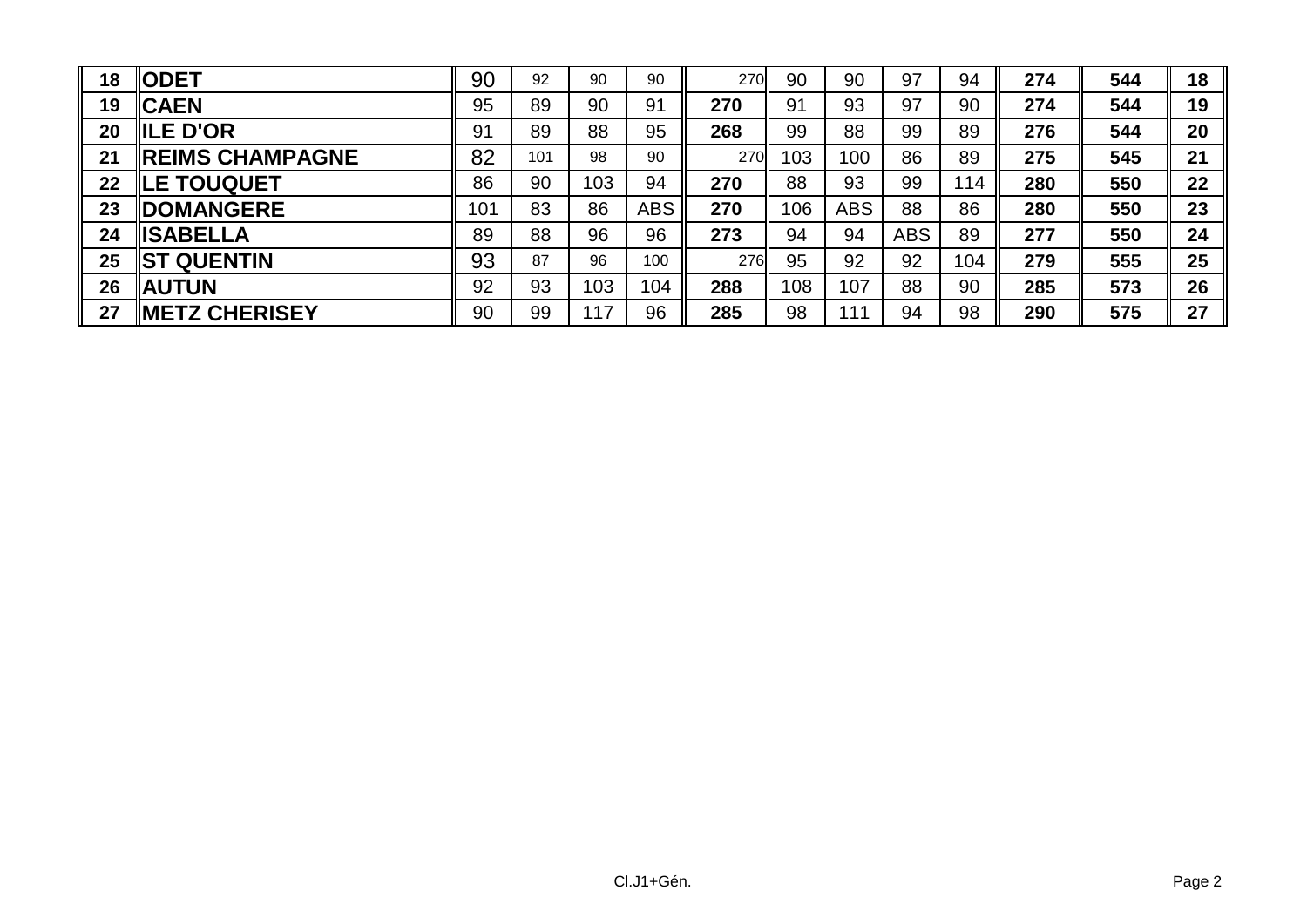| | | | | | | | | | | | | | |
|---|---|---|---|---|---|---|---|---|---|---|---|---|---|
| 18 | **ODET** | 90 | 92 | 90 | 90 | 270 | 90 | 90 | 97 | 94 | **274** | **544** | **18** |
| **19** | **CAEN** | 95 | 89 | 90 | 91 | **270** | 91 | 93 | 97 | 90 | **274** | **544** | **19** |
| **20** | **ILE D'OR** | 91 | 89 | 88 | 95 | **268** | 99 | 88 | 99 | 89 | **276** | **544** | **20** |
| **21** | **REIMS CHAMPAGNE** | 82 | 101 | 98 | 90 | 270 | 103 | 100 | 86 | 89 | **275** | **545** | **21** |
| **22** | **LE TOUQUET** | 86 | 90 | 103 | 94 | **270** | 88 | 93 | 99 | 114 | **280** | **550** | **22** |
| **23** | **DOMANGERE** | 101 | 83 | 86 | ABS | **270** | 106 | ABS | 88 | 86 | **280** | **550** | **23** |
| **24** | **ISABELLA** | 89 | 88 | 96 | 96 | **273** | 94 | 94 | ABS | 89 | **277** | **550** | **24** |
| **25** | **ST QUENTIN** | 93 | 87 | 96 | 100 | 276 | 95 | 92 | 92 | 104 | **279** | **555** | **25** |
| **26** | **AUTUN** | 92 | 93 | 103 | 104 | **288** | 108 | 107 | 88 | 90 | **285** | **573** | **26** |
| **27** | **METZ CHERISEY** | 90 | 99 | 117 | 96 | **285** | 98 | 111 | 94 | 98 | **290** | **575** | **27** |

Cl.J1+Gén.